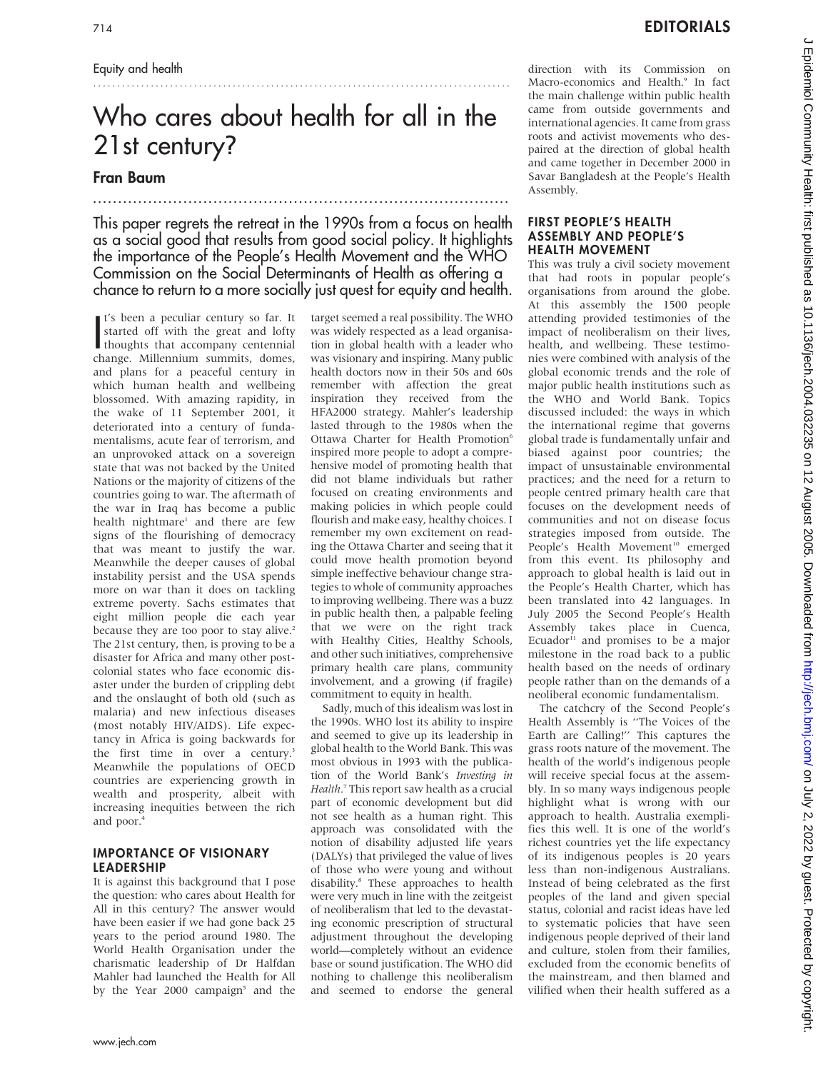Equity and health

# Who cares about health for all in the 21st century?

## Fran Baum

This paper regrets the retreat in the 1990s from a focus on health as a social good that results from good social policy. It highlights the importance of the People's Health Movement and the WHO Commission on the Social Determinants of Health as offering a chance to return to a more socially just quest for equity and health.

It's been a peculiar century so far. It started off with the great and lofty thoughts that accompany centennial change. Millennium summits, domes, and plans for a peaceful century in which human health and wellbeing blossomed. With amazing rapidity, in the wake of 11 September 2001, it deteriorated into a century of fundamentalisms, acute fear of terrorism, and an unprovoked attack on a sovereign state that was not backed by the United Nations or the majority of citizens of the countries going to war. The aftermath of the war in Iraq has become a public health nightmare[1] and there are few signs of the flourishing of democracy that was meant to justify the war. Meanwhile the deeper causes of global instability persist and the USA spends more on war than it does on tackling extreme poverty. Sachs estimates that eight million people die each year because they are too poor to stay alive.[2] The 21st century, then, is proving to be a disaster for Africa and many other post-colonial states who face economic disaster under the burden of crippling debt and the onslaught of both old (such as malaria) and new infectious diseases (most notably HIV/AIDS). Life expectancy in Africa is going backwards for the first time in over a century.[3] Meanwhile the populations of OECD countries are experiencing growth in wealth and prosperity, albeit with increasing inequities between the rich and poor.[4]

### IMPORTANCE OF VISIONARY LEADERSHIP

It is against this background that I pose the question: who cares about Health for All in this century? The answer would have been easier if we had gone back 25 years to the period around 1980. The World Health Organisation under the charismatic leadership of Dr Halfdan Mahler had launched the Health for All by the Year 2000 campaign[5] and the target seemed a real possibility. The WHO was widely respected as a lead organisation in global health with a leader who was visionary and inspiring. Many public health doctors now in their 50s and 60s remember with affection the great inspiration they received from the HFA2000 strategy. Mahler's leadership lasted through to the 1980s when the Ottawa Charter for Health Promotion[6] inspired more people to adopt a comprehensive model of promoting health that did not blame individuals but rather focused on creating environments and making policies in which people could flourish and make easy, healthy choices. I remember my own excitement on reading the Ottawa Charter and seeing that it could move health promotion beyond simple ineffective behaviour change strategies to whole of community approaches to improving wellbeing. There was a buzz in public health then, a palpable feeling that we were on the right track with Healthy Cities, Healthy Schools, and other such initiatives, comprehensive primary health care plans, community involvement, and a growing (if fragile) commitment to equity in health.

Sadly, much of this idealism was lost in the 1990s. WHO lost its ability to inspire and seemed to give up its leadership in global health to the World Bank. This was most obvious in 1993 with the publication of the World Bank's *Investing in Health*.[7] This report saw health as a crucial part of economic development but did not see health as a human right. This approach was consolidated with the notion of disability adjusted life years (DALYs) that privileged the value of lives of those who were young and without disability.[8] These approaches to health were very much in line with the zeitgeist of neoliberalism that led to the devastating economic prescription of structural adjustment throughout the developing world—completely without an evidence base or sound justification. The WHO did nothing to challenge this neoliberalism and seemed to endorse the general direction with its Commission on Macro-economics and Health.[9] In fact the main challenge within public health came from outside governments and international agencies. It came from grass roots and activist movements who despaired at the direction of global health and came together in December 2000 in Savar Bangladesh at the People's Health Assembly.

### FIRST PEOPLE'S HEALTH ASSEMBLY AND PEOPLE'S HEALTH MOVEMENT

This was truly a civil society movement that had roots in popular people's organisations from around the globe. At this assembly the 1500 people attending provided testimonies of the impact of neoliberalism on their lives, health, and wellbeing. These testimonies were combined with analysis of the global economic trends and the role of major public health institutions such as the WHO and World Bank. Topics discussed included: the ways in which the international regime that governs global trade is fundamentally unfair and biased against poor countries; the impact of unsustainable environmental practices; and the need for a return to people centred primary health care that focuses on the development needs of communities and not on disease focus strategies imposed from outside. The People's Health Movement[10] emerged from this event. Its philosophy and approach to global health is laid out in the People's Health Charter, which has been translated into 42 languages. In July 2005 the Second People's Health Assembly takes place in Cuenca, Ecuador[11] and promises to be a major milestone in the road back to a public health based on the needs of ordinary people rather than on the demands of a neoliberal economic fundamentalism.

The catchcry of the Second People's Health Assembly is "The Voices of the Earth are Calling!" This captures the grass roots nature of the movement. The health of the world's indigenous people will receive special focus at the assembly. In so many ways indigenous people highlight what is wrong with our approach to health. Australia exemplifies this well. It is one of the world's richest countries yet the life expectancy of its indigenous peoples is 20 years less than non-indigenous Australians. Instead of being celebrated as the first peoples of the land and given special status, colonial and racist ideas have led to systematic policies that have seen indigenous people deprived of their land and culture, stolen from their families, excluded from the economic benefits of the mainstream, and then blamed and vilified when their health suffered as a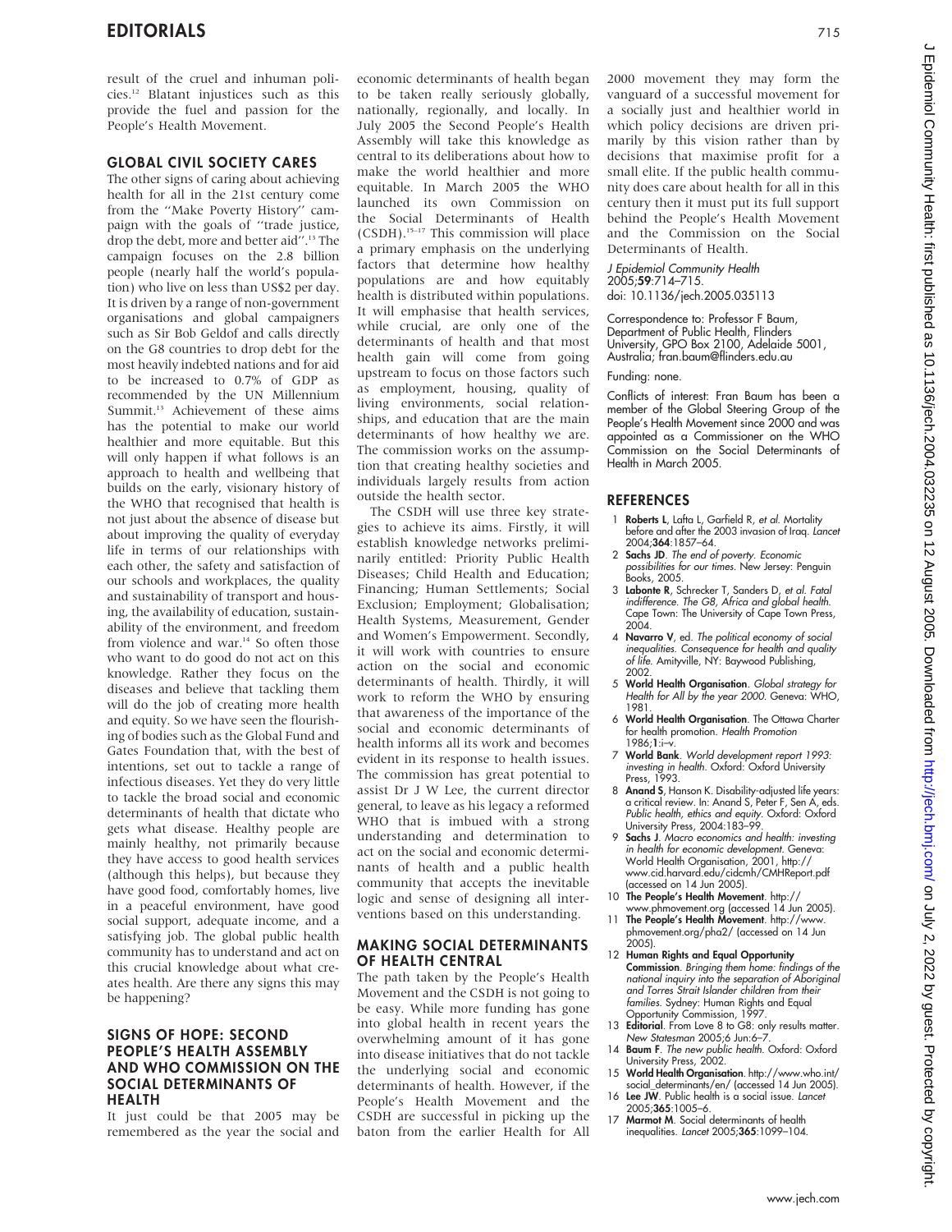result of the cruel and inhuman policies.[12] Blatant injustices such as this provide the fuel and passion for the People's Health Movement.

## GLOBAL CIVIL SOCIETY CARES

The other signs of caring about achieving health for all in the 21st century come from the "Make Poverty History" campaign with the goals of "trade justice, drop the debt, more and better aid".[13] The campaign focuses on the 2.8 billion people (nearly half the world's population) who live on less than US$2 per day. It is driven by a range of non-government organisations and global campaigners such as Sir Bob Geldof and calls directly on the G8 countries to drop debt for the most heavily indebted nations and for aid to be increased to 0.7% of GDP as recommended by the UN Millennium Summit.[13] Achievement of these aims has the potential to make our world healthier and more equitable. But this will only happen if what follows is an approach to health and wellbeing that builds on the early, visionary history of the WHO that recognised that health is not just about the absence of disease but about improving the quality of everyday life in terms of our relationships with each other, the safety and satisfaction of our schools and workplaces, the quality and sustainability of transport and housing, the availability of education, sustainability of the environment, and freedom from violence and war.[14] So often those who want to do good do not act on this knowledge. Rather they focus on the diseases and believe that tackling them will do the job of creating more health and equity. So we have seen the flourishing of bodies such as the Global Fund and Gates Foundation that, with the best of intentions, set out to tackle a range of infectious diseases. Yet they do very little to tackle the broad social and economic determinants of health that dictate who gets what disease. Healthy people are mainly healthy, not primarily because they have access to good health services (although this helps), but because they have good food, comfortably homes, live in a peaceful environment, have good social support, adequate income, and a satisfying job. The global public health community has to understand and act on this crucial knowledge about what creates health. Are there any signs this may be happening?

## SIGNS OF HOPE: SECOND PEOPLE'S HEALTH ASSEMBLY AND WHO COMMISSION ON THE SOCIAL DETERMINANTS OF HEALTH

It just could be that 2005 may be remembered as the year the social and economic determinants of health began to be taken really seriously globally, nationally, regionally, and locally. In July 2005 the Second People's Health Assembly will take this knowledge as central to its deliberations about how to make the world healthier and more equitable. In March 2005 the WHO launched its own Commission on the Social Determinants of Health (CSDH).[15–17] This commission will place a primary emphasis on the underlying factors that determine how healthy populations are and how equitably health is distributed within populations. It will emphasise that health services, while crucial, are only one of the determinants of health and that most health gain will come from going upstream to focus on those factors such as employment, housing, quality of living environments, social relationships, and education that are the main determinants of how healthy we are. The commission works on the assumption that creating healthy societies and individuals largely results from action outside the health sector.

The CSDH will use three key strategies to achieve its aims. Firstly, it will establish knowledge networks preliminarily entitled: Priority Public Health Diseases; Child Health and Education; Financing; Human Settlements; Social Exclusion; Employment; Globalisation; Health Systems, Measurement, Gender and Women's Empowerment. Secondly, it will work with countries to ensure action on the social and economic determinants of health. Thirdly, it will work to reform the WHO by ensuring that awareness of the importance of the social and economic determinants of health informs all its work and becomes evident in its response to health issues. The commission has great potential to assist Dr J W Lee, the current director general, to leave as his legacy a reformed WHO that is imbued with a strong understanding and determination to act on the social and economic determinants of health and a public health community that accepts the inevitable logic and sense of designing all interventions based on this understanding.

## MAKING SOCIAL DETERMINANTS OF HEALTH CENTRAL

The path taken by the People's Health Movement and the CSDH is not going to be easy. While more funding has gone into global health in recent years the overwhelming amount of it has gone into disease initiatives that do not tackle the underlying social and economic determinants of health. However, if the People's Health Movement and the CSDH are successful in picking up the baton from the earlier Health for All 2000 movement they may form the vanguard of a successful movement for a socially just and healthier world in which policy decisions are driven primarily by this vision rather than by decisions that maximise profit for a small elite. If the public health community does care about health for all in this century then it must put its full support behind the People's Health Movement and the Commission on the Social Determinants of Health.

*J Epidemiol Community Health* 2005;**59**:714–715.
doi: 10.1136/jech.2005.035113

Correspondence to: Professor F Baum, Department of Public Health, Flinders University, GPO Box 2100, Adelaide 5001, Australia; fran.baum@flinders.edu.au

Funding: none.

Conflicts of interest: Fran Baum has been a member of the Global Steering Group of the People's Health Movement since 2000 and was appointed as a Commissioner on the WHO Commission on the Social Determinants of Health in March 2005.

## REFERENCES

1. **Roberts L**, Lafta L, Garfield R, *et al*. Mortality before and after the 2003 invasion of Iraq. *Lancet* 2004;**364**:1857–64.
2. **Sachs JD**. *The end of poverty. Economic possibilities for our times*. New Jersey: Penguin Books, 2005.
3. **Labonte R**, Schrecker T, Sanders D, *et al*. *Fatal indifference. The G8, Africa and global health*. Cape Town: The University of Cape Town Press, 2004.
4. **Navarro V**, ed. *The political economy of social inequalities. Consequence for health and quality of life*. Amityville, NY: Baywood Publishing, 2002.
5. **World Health Organisation**. *Global strategy for Health for All by the year 2000*. Geneva: WHO, 1981.
6. **World Health Organisation**. The Ottawa Charter for health promotion. *Health Promotion* 1986;**1**:i–v.
7. **World Bank**. *World development report 1993: investing in health*. Oxford: Oxford University Press, 1993.
8. **Anand S**, Hanson K. Disability-adjusted life years: a critical review. In: Anand S, Peter F, Sen A, eds. *Public health, ethics and equity*. Oxford: Oxford University Press, 2004:183–99.
9. **Sachs J**. *Macro economics and health: investing in health for economic development*. Geneva: World Health Organisation, 2001, http://www.cid.harvard.edu/cidcmh/CMHReport.pdf (accessed on 14 Jun 2005).
10. **The People's Health Movement**. http://www.phmovement.org (accessed 14 Jun 2005).
11. **The People's Health Movement**. http://www.phmovement.org/pha2/ (accessed on 14 Jun 2005).
12. **Human Rights and Equal Opportunity Commission**. *Bringing them home: findings of the national inquiry into the separation of Aboriginal and Torres Strait Islander children from their families*. Sydney: Human Rights and Equal Opportunity Commission, 1997.
13. **Editorial**. From Love 8 to G8: only results matter. *New Statesman* 2005;6 Jun:6–7.
14. **Baum F**. *The new public health*. Oxford: Oxford University Press, 2002.
15. **World Health Organisation**. http://www.who.int/social_determinants/en/ (accessed 14 Jun 2005).
16. **Lee JW**. Public health is a social issue. *Lancet* 2005;**365**:1005–6.
17. **Marmot M**. Social determinants of health inequalities. *Lancet* 2005;**365**:1099–104.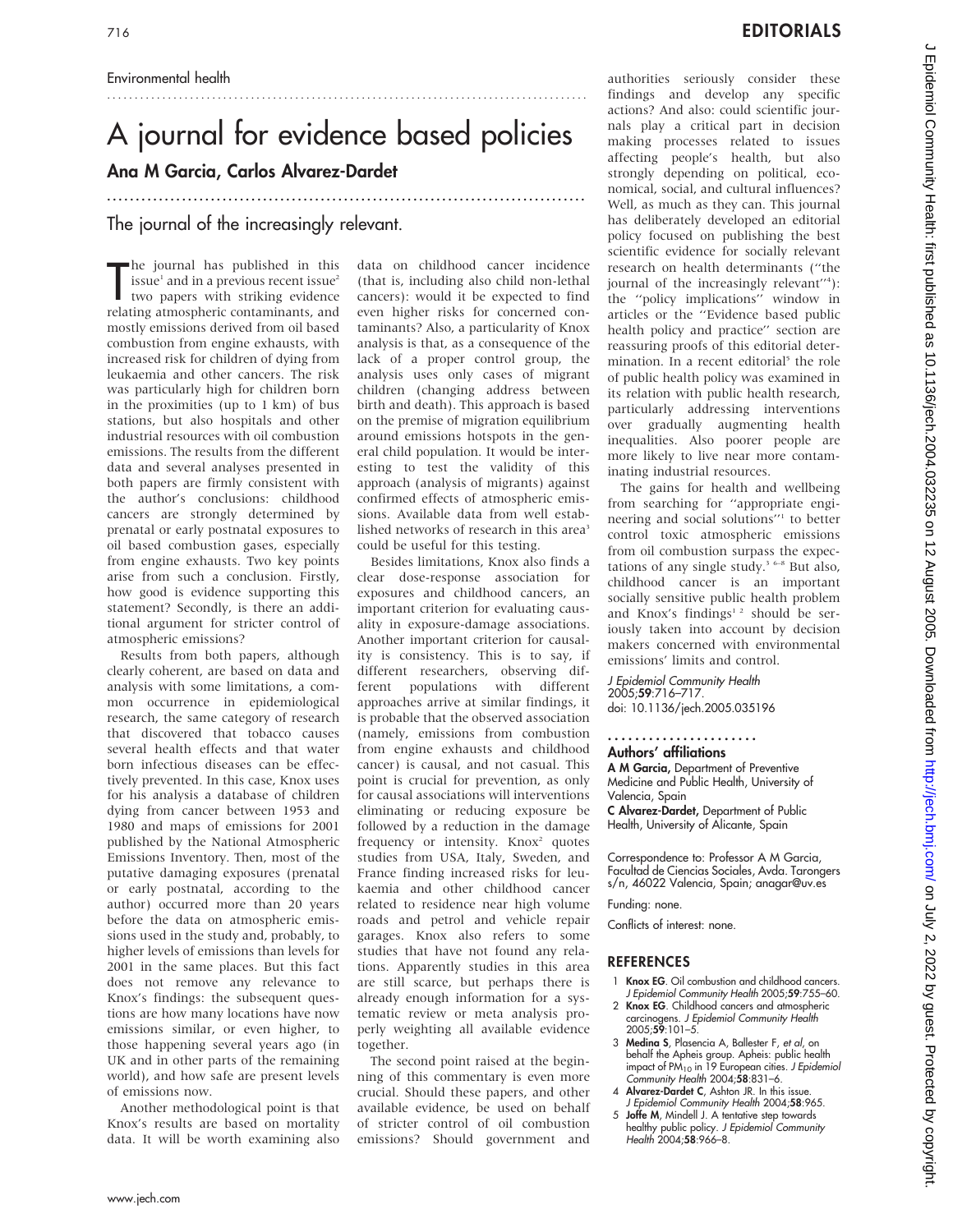Environmental health

# A journal for evidence based policies

## Ana M Garcia, Carlos Alvarez-Dardet

The journal of the increasingly relevant.

The journal has published in this issue[1] and in a previous recent issue[2] two papers with striking evidence relating atmospheric contaminants, and mostly emissions derived from oil based combustion from engine exhausts, with increased risk for children of dying from leukaemia and other cancers. The risk was particularly high for children born in the proximities (up to 1 km) of bus stations, but also hospitals and other industrial resources with oil combustion emissions. The results from the different data and several analyses presented in both papers are firmly consistent with the author's conclusions: childhood cancers are strongly determined by prenatal or early postnatal exposures to oil based combustion gases, especially from engine exhausts. Two key points arise from such a conclusion. Firstly, how good is evidence supporting this statement? Secondly, is there an additional argument for stricter control of atmospheric emissions?

Results from both papers, although clearly coherent, are based on data and analysis with some limitations, a common occurrence in epidemiological research, the same category of research that discovered that tobacco causes several health effects and that water born infectious diseases can be effectively prevented. In this case, Knox uses for his analysis a database of children dying from cancer between 1953 and 1980 and maps of emissions for 2001 published by the National Atmospheric Emissions Inventory. Then, most of the putative damaging exposures (prenatal or early postnatal, according to the author) occurred more than 20 years before the data on atmospheric emissions used in the study and, probably, to higher levels of emissions than levels for 2001 in the same places. But this fact does not remove any relevance to Knox's findings: the subsequent questions are how many locations have now emissions similar, or even higher, to those happening several years ago (in UK and in other parts of the remaining world), and how safe are present levels of emissions now.

Another methodological point is that Knox's results are based on mortality data. It will be worth examining also data on childhood cancer incidence (that is, including also child non-lethal cancers): would it be expected to find even higher risks for concerned contaminants? Also, a particularity of Knox analysis is that, as a consequence of the lack of a proper control group, the analysis uses only cases of migrant children (changing address between birth and death). This approach is based on the premise of migration equilibrium around emissions hotspots in the general child population. It would be interesting to test the validity of this approach (analysis of migrants) against confirmed effects of atmospheric emissions. Available data from well established networks of research in this area[3] could be useful for this testing.

Besides limitations, Knox also finds a clear dose-response association for exposures and childhood cancers, an important criterion for evaluating causality in exposure-damage associations. Another important criterion for causality is consistency. This is to say, if different researchers, observing different populations with different approaches arrive at similar findings, it is probable that the observed association (namely, emissions from combustion from engine exhausts and childhood cancer) is causal, and not casual. This point is crucial for prevention, as only for causal associations will interventions eliminating or reducing exposure be followed by a reduction in the damage frequency or intensity. Knox[2] quotes studies from USA, Italy, Sweden, and France finding increased risks for leukaemia and other childhood cancer related to residence near high volume roads and petrol and vehicle repair garages. Knox also refers to some studies that have not found any relations. Apparently studies in this area are still scarce, but perhaps there is already enough information for a systematic review or meta analysis properly weighting all available evidence together.

The second point raised at the beginning of this commentary is even more crucial. Should these papers, and other available evidence, be used on behalf of stricter control of oil combustion emissions? Should government and authorities seriously consider these findings and develop any specific actions? And also: could scientific journals play a critical part in decision making processes related to issues affecting people's health, but also strongly depending on political, economical, social, and cultural influences? Well, as much as they can. This journal has deliberately developed an editorial policy focused on publishing the best scientific evidence for socially relevant research on health determinants ("the journal of the increasingly relevant"[4]): the "policy implications" window in articles or the "Evidence based public health policy and practice" section are reassuring proofs of this editorial determination. In a recent editorial[5] the role of public health policy was examined in its relation with public health research, particularly addressing interventions over gradually augmenting health inequalities. Also poorer people are more likely to live near more contaminating industrial resources.

The gains for health and wellbeing from searching for "appropriate engineering and social solutions"[1] to better control toxic atmospheric emissions from oil combustion surpass the expectations of any single study.[3, 6–8] But also, childhood cancer is an important socially sensitive public health problem and Knox's findings[1 2] should be seriously taken into account by decision makers concerned with environmental emissions' limits and control.

*J Epidemiol Community Health* 2005;**59**:716–717.
doi: 10.1136/jech.2005.035196

### Authors' affiliations

**A M Garcia,** Department of Preventive Medicine and Public Health, University of Valencia, Spain
**C Alvarez-Dardet,** Department of Public Health, University of Alicante, Spain

Correspondence to: Professor A M Garcia, Facultad de Ciencias Sociales, Avda. Tarongers s/n, 46022 Valencia, Spain; anagar@uv.es

Funding: none.

Conflicts of interest: none.

## REFERENCES

1. **Knox EG**. Oil combustion and childhood cancers. *J Epidemiol Community Health* 2005;**59**:755–60.
2. **Knox EG**. Childhood cancers and atmospheric carcinogens. *J Epidemiol Community Health* 2005;**59**:101–5.
3. **Medina S**, Plasencia A, Ballester F, *et al*, on behalf the Apheis group. Apheis: public health impact of $PM_{10}$ in 19 European cities. *J Epidemiol Community Health* 2004;**58**:831–6.
4. **Alvarez-Dardet C**, Ashton JR. In this issue. *J Epidemiol Community Health* 2004;**58**:965.
5. **Joffe M**, Mindell J. A tentative step towards healthy public policy. *J Epidemiol Community Health* 2004;**58**:966–8.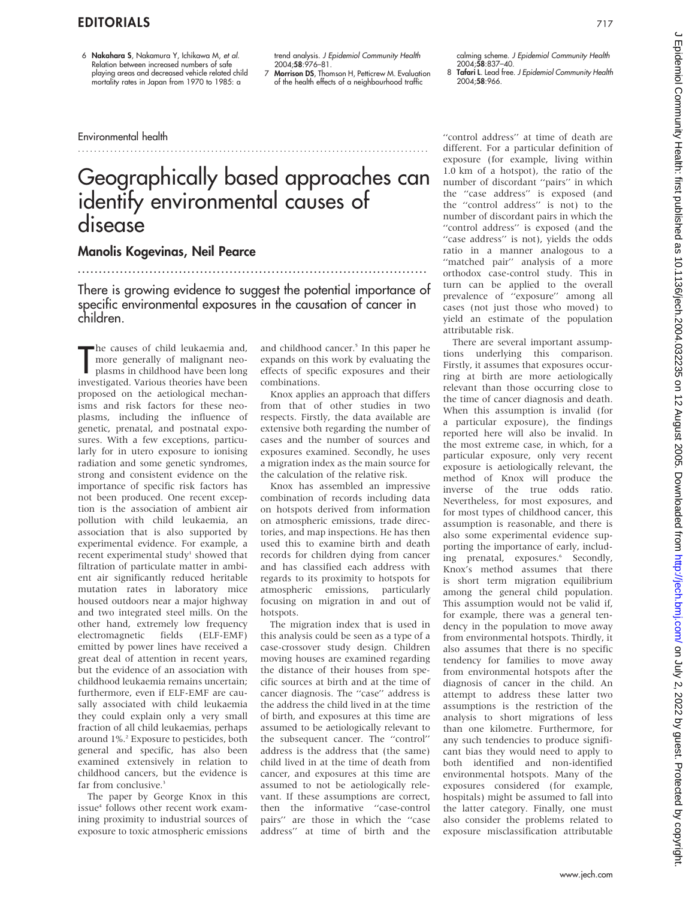6 **Nakahara S**, Nakamura Y, Ichikawa M, *et al.* Relation between increased numbers of safe playing areas and decreased vehicle related child mortality rates in Japan from 1970 to 1985: a trend analysis. *J Epidemiol Community Health* 2004;**58**:976–81.

7 **Morrison DS**, Thomson H, Petticrew M. Evaluation of the health effects of a neighbourhood traffic calming scheme. *J Epidemiol Community Health* 2004;**58**:837–40.

8 **Tafari L**. Lead free. *J Epidemiol Community Health* 2004;**58**:966.

Environmental health

# Geographically based approaches can identify environmental causes of disease

## Manolis Kogevinas, Neil Pearce

There is growing evidence to suggest the potential importance of specific environmental exposures in the causation of cancer in children.

The causes of child leukaemia and, more generally of malignant neoplasms in childhood have been long investigated. Various theories have been proposed on the aetiological mechanisms and risk factors for these neoplasms, including the influence of genetic, prenatal, and postnatal exposures. With a few exceptions, particularly for in utero exposure to ionising radiation and some genetic syndromes, strong and consistent evidence on the importance of specific risk factors has not been produced. One recent exception is the association of ambient air pollution with child leukaemia, an association that is also supported by experimental evidence. For example, a recent experimental study[1] showed that filtration of particulate matter in ambient air significantly reduced heritable mutation rates in laboratory mice housed outdoors near a major highway and two integrated steel mills. On the other hand, extremely low frequency electromagnetic fields (ELF-EMF) emitted by power lines have received a great deal of attention in recent years, but the evidence of an association with childhood leukaemia remains uncertain; furthermore, even if ELF-EMF are causally associated with child leukaemia they could explain only a very small fraction of all child leukaemias, perhaps around 1%.[2] Exposure to pesticides, both general and specific, has also been examined extensively in relation to childhood cancers, but the evidence is far from conclusive.[3]

The paper by George Knox in this issue[4] follows other recent work examining proximity to industrial sources of exposure to toxic atmospheric emissions and childhood cancer.[5] In this paper he expands on this work by evaluating the effects of specific exposures and their combinations.

Knox applies an approach that differs from that of other studies in two respects. Firstly, the data available are extensive both regarding the number of cases and the number of sources and exposures examined. Secondly, he uses a migration index as the main source for the calculation of the relative risk.

Knox has assembled an impressive combination of records including data on hotspots derived from information on atmospheric emissions, trade directories, and map inspections. He has then used this to examine birth and death records for children dying from cancer and has classified each address with regards to its proximity to hotspots for atmospheric emissions, particularly focusing on migration in and out of hotspots.

The migration index that is used in this analysis could be seen as a type of a case-crossover study design. Children moving houses are examined regarding the distance of their houses from specific sources at birth and at the time of cancer diagnosis. The "case" address is the address the child lived in at the time of birth, and exposures at this time are assumed to be aetiologically relevant to the subsequent cancer. The "control" address is the address that (the same) child lived in at the time of death from cancer, and exposures at this time are assumed to not be aetiologically relevant. If these assumptions are correct, then the informative "case-control pairs" are those in which the "case address" at time of birth and the "control address" at time of death are different. For a particular definition of exposure (for example, living within 1.0 km of a hotspot), the ratio of the number of discordant "pairs" in which the "case address" is exposed (and the "control address" is not) to the number of discordant pairs in which the "control address" is exposed (and the "case address" is not), yields the odds ratio in a manner analogous to a "matched pair" analysis of a more orthodox case-control study. This in turn can be applied to the overall prevalence of "exposure" among all cases (not just those who moved) to yield an estimate of the population attributable risk.

There are several important assumptions underlying this comparison. Firstly, it assumes that exposures occurring at birth are more aetiologically relevant than those occurring close to the time of cancer diagnosis and death. When this assumption is invalid (for a particular exposure), the findings reported here will also be invalid. In the most extreme case, in which, for a particular exposure, only very recent exposure is aetiologically relevant, the method of Knox will produce the inverse of the true odds ratio. Nevertheless, for most exposures, and for most types of childhood cancer, this assumption is reasonable, and there is also some experimental evidence supporting the importance of early, including prenatal, exposures.[6] Secondly, Knox's method assumes that there is short term migration equilibrium among the general child population. This assumption would not be valid if, for example, there was a general tendency in the population to move away from environmental hotspots. Thirdly, it also assumes that there is no specific tendency for families to move away from environmental hotspots after the diagnosis of cancer in the child. An attempt to address these latter two assumptions is the restriction of the analysis to short migrations of less than one kilometre. Furthermore, for any such tendencies to produce significant bias they would need to apply to both identified and non-identified environmental hotspots. Many of the exposures considered (for example, hospitals) might be assumed to fall into the latter category. Finally, one must also consider the problems related to exposure misclassification attributable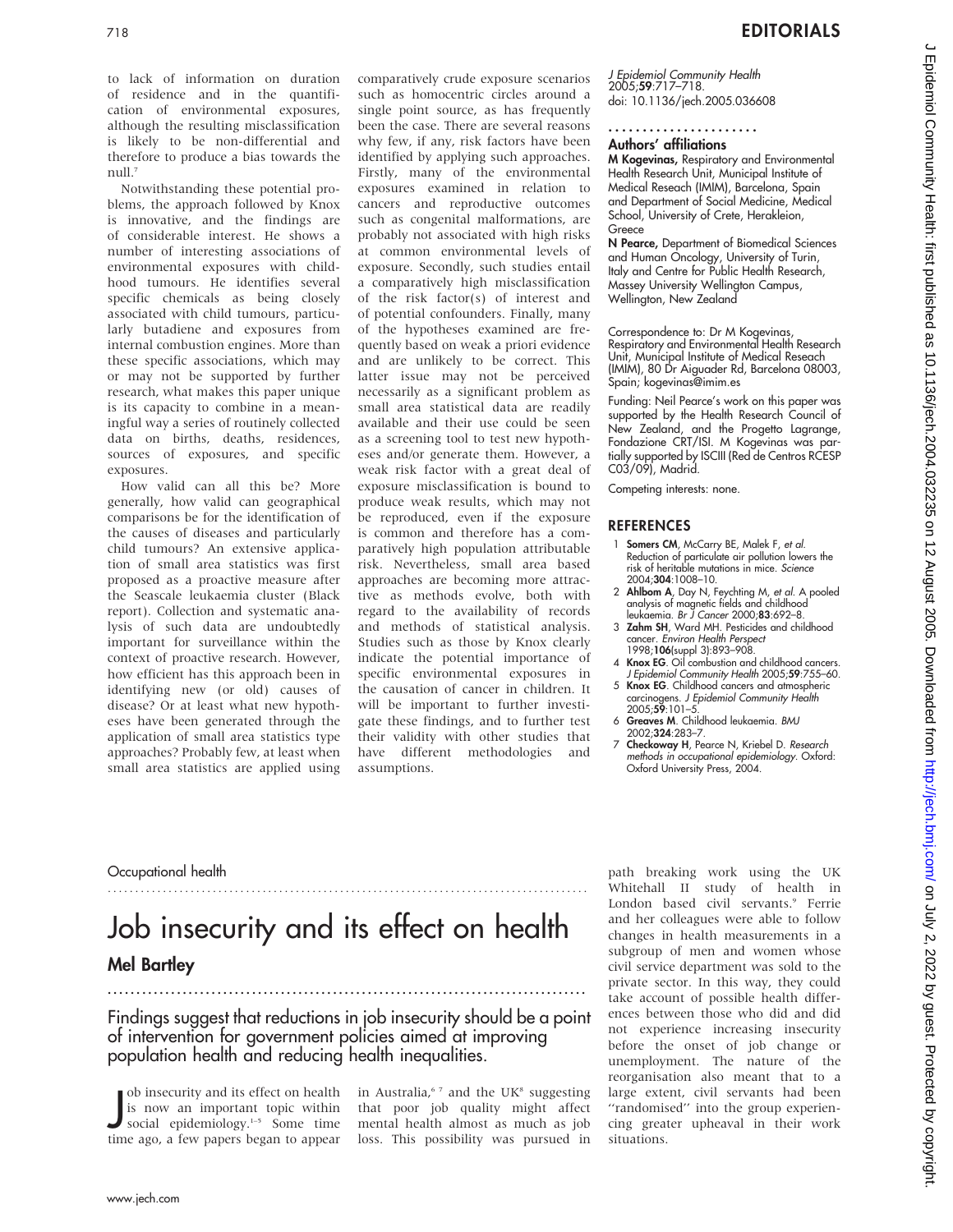to lack of information on duration of residence and in the quantification of environmental exposures, although the resulting misclassification is likely to be non-differential and therefore to produce a bias towards the null.[7]

Notwithstanding these potential problems, the approach followed by Knox is innovative, and the findings are of considerable interest. He shows a number of interesting associations of environmental exposures with childhood tumours. He identifies several specific chemicals as being closely associated with child tumours, particularly butadiene and exposures from internal combustion engines. More than these specific associations, which may or may not be supported by further research, what makes this paper unique is its capacity to combine in a meaningful way a series of routinely collected data on births, deaths, residences, sources of exposures, and specific exposures.

How valid can all this be? More generally, how valid can geographical comparisons be for the identification of the causes of diseases and particularly child tumours? An extensive application of small area statistics was first proposed as a proactive measure after the Seascale leukaemia cluster (Black report). Collection and systematic analysis of such data are undoubtedly important for surveillance within the context of proactive research. However, how efficient has this approach been in identifying new (or old) causes of disease? Or at least what new hypotheses have been generated through the application of small area statistics type approaches? Probably few, at least when small area statistics are applied using comparatively crude exposure scenarios such as homocentric circles around a single point source, as has frequently been the case. There are several reasons why few, if any, risk factors have been identified by applying such approaches. Firstly, many of the environmental exposures examined in relation to cancers and reproductive outcomes such as congenital malformations, are probably not associated with high risks at common environmental levels of exposure. Secondly, such studies entail a comparatively high misclassification of the risk factor(s) of interest and of potential confounders. Finally, many of the hypotheses examined are frequently based on weak a priori evidence and are unlikely to be correct. This latter issue may not be perceived necessarily as a significant problem as small area statistical data are readily available and their use could be seen as a screening tool to test new hypotheses and/or generate them. However, a weak risk factor with a great deal of exposure misclassification is bound to produce weak results, which may not be reproduced, even if the exposure is common and therefore has a comparatively high population attributable risk. Nevertheless, small area based approaches are becoming more attractive as methods evolve, both with regard to the availability of records and methods of statistical analysis. Studies such as those by Knox clearly indicate the potential importance of specific environmental exposures in the causation of cancer in children. It will be important to further investigate these findings, and to further test their validity with other studies that have different methodologies and assumptions.

*J Epidemiol Community Health* 2005;**59**:717–718.
doi: 10.1136/jech.2005.036608

### Authors' affiliations

**M Kogevinas,** Respiratory and Environmental Health Research Unit, Municipal Institute of Medical Reseach (IMIM), Barcelona, Spain and Department of Social Medicine, Medical School, University of Crete, Herakleion, Greece

**N Pearce,** Department of Biomedical Sciences and Human Oncology, University of Turin, Italy and Centre for Public Health Research, Massey University Wellington Campus, Wellington, New Zealand

Correspondence to: Dr M Kogevinas, Respiratory and Environmental Health Research Unit, Municipal Institute of Medical Reseach (IMIM), 80 Dr Aiguader Rd, Barcelona 08003, Spain; kogevinas@imim.es

Funding: Neil Pearce's work on this paper was supported by the Health Research Council of New Zealand, and the Progetto Lagrange, Fondazione CRT/ISI. M Kogevinas was partially supported by ISCIII (Red de Centros RCESP C03/09), Madrid.

Competing interests: none.

## REFERENCES

1. **Somers CM**, McCarry BE, Malek F, *et al*. Reduction of particulate air pollution lowers the risk of heritable mutations in mice. *Science* 2004;**304**:1008–10.
2. **Ahlbom A**, Day N, Feychting M, *et al*. A pooled analysis of magnetic fields and childhood leukaemia. *Br J Cancer* 2000;**83**:692–8.
3. **Zahm SH**, Ward MH. Pesticides and childhood cancer. *Environ Health Perspect* 1998;**106**(suppl 3):893–908.
4. **Knox EG**. Oil combustion and childhood cancers. *J Epidemiol Community Health* 2005;**59**:755–60.
5. **Knox EG**. Childhood cancers and atmospheric carcinogens. *J Epidemiol Community Health* 2005;**59**:101–5.
6. **Greaves M**. Childhood leukaemia. *BMJ* 2002;**324**:283–7.
7. **Checkoway H**, Pearce N, Kriebel D. *Research methods in occupational epidemiology*. Oxford: Oxford University Press, 2004.

Occupational health

# Job insecurity and its effect on health

## Mel Bartley

**Findings suggest that reductions in job insecurity should be a point of intervention for government policies aimed at improving population health and reducing health inequalities.**

Job insecurity and its effect on health is now an important topic within social epidemiology.[1–5] Some time time ago, a few papers began to appear in Australia,[6,7] and the UK[8] suggesting that poor job quality might affect mental health almost as much as job loss. This possibility was pursued in path breaking work using the UK Whitehall II study of health in London based civil servants.[9] Ferrie and her colleagues were able to follow changes in health measurements in a subgroup of men and women whose civil service department was sold to the private sector. In this way, they could take account of possible health differences between those who did and did not experience increasing insecurity before the onset of job change or unemployment. The nature of the reorganisation also meant that to a large extent, civil servants had been "randomised" into the group experiencing greater upheaval in their work situations.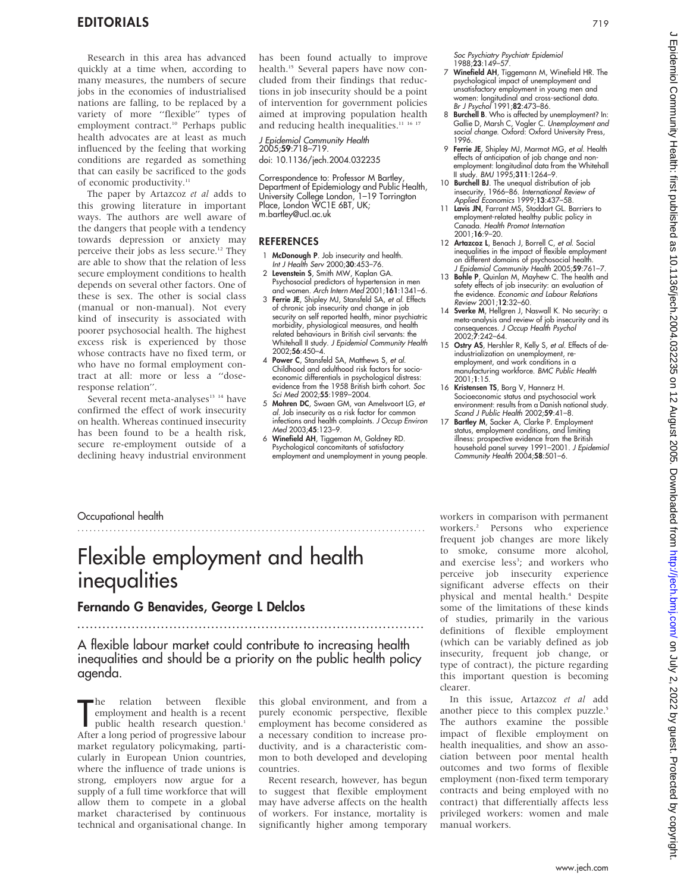Research in this area has advanced quickly at a time when, according to many measures, the numbers of secure jobs in the economies of industrialised nations are falling, to be replaced by a variety of more "flexible" types of employment contract.[10] Perhaps public health advocates are at least as much influenced by the feeling that working conditions are regarded as something that can easily be sacrificed to the gods of economic productivity.[11]

The paper by Artazcoz *et al* adds to this growing literature in important ways. The authors are well aware of the dangers that people with a tendency towards depression or anxiety may perceive their jobs as less secure.[12] They are able to show that the relation of less secure employment conditions to health depends on several other factors. One of these is sex. The other is social class (manual or non-manual). Not every kind of insecurity is associated with poorer psychosocial health. The highest excess risk is experienced by those whose contracts have no fixed term, or who have no formal employment contract at all: more or less a "dose-response relation".

Several recent meta-analyses[13 14] have confirmed the effect of work insecurity on health. Whereas continued insecurity has been found to be a health risk, secure re-employment outside of a declining heavy industrial environment has been found actually to improve health.[15] Several papers have now concluded from their findings that reductions in job insecurity should be a point of intervention for government policies aimed at improving population health and reducing health inequalities.[11 16 17]

*J Epidemiol Community Health* 2005;**59**:718–719.
doi: 10.1136/jech.2004.032235

Correspondence to: Professor M Bartley, Department of Epidemiology and Public Health, University College London, 1–19 Torrington Place, London WC1E 6BT, UK; m.bartley@ucl.ac.uk

## REFERENCES

1. **McDonough P**. Job insecurity and health. *Int J Health Serv* 2000;**30**:453–76.
2. **Levenstein S**, Smith MW, Kaplan GA. Psychosocial predictors of hypertension in men and women. *Arch Intern Med* 2001;**161**:1341–6.
3. **Ferrie JE**, Shipley MJ, Stansfeld SA, *et al*. Effects of chronic job insecurity and change in job security on self reported health, minor psychiatric morbidity, physiological measures, and health related behaviours in British civil servants: the Whitehall II study. *J Epidemiol Community Health* 2002;**56**:450–4.
4. **Power C**, Stansfeld SA, Matthews S, *et al*. Childhood and adulthood risk factors for socio-economic differentials in psychological distress: evidence from the 1958 British birth cohort. *Soc Sci Med* 2002;**55**:1989–2004.
5. **Mohren DC**, Swaen GM, van Amelsvoort LG, *et al*. Job insecurity as a risk factor for common infections and health complaints. *J Occup Environ Med* 2003;**45**:123–9.
6. **Winefield AH**, Tiggeman M, Goldney RD. Psychological concomitants of satisfactory employment and unemployment in young people. *Soc Psychiatry Psychiatr Epidemiol* 1988;**23**:149–57.
7. **Winefield AH**, Tiggemann M, Winefield HR. The psychological impact of unemployment and unsatisfactory employment in young men and women: longitudinal and cross-sectional data. *Br J Psychol* 1991;**82**:473–86.
8. **Burchell B**. Who is affected by unemployment? In: Gallie D, Marsh C, Vogler C. *Unemployment and social change*. Oxford: Oxford University Press, 1996.
9. **Ferrie JE**, Shipley MJ, Marmot MG, *et al*. Health effects of anticipation of job change and non-employment: longitudinal data from the Whitehall II study. *BMJ* 1995;**311**:1264–9.
10. **Burchell BJ**. The unequal distribution of job insecurity, 1966–86. *International Review of Applied Economics* 1999;**13**:437–58.
11. **Lavis JN**, Farrant MS, Stoddart GL. Barriers to employment-related healthy public policy in Canada. *Health Promot International* 2001;**16**:9–20.
12. **Artazcoz L**, Benach J, Borrell C, *et al*. Social inequalities in the impact of flexible employment on different domains of psychosocial health. *J Epidemiol Community Health* 2005;**59**:761–7.
13. **Bohle P**, Quinlan M, Mayhew C. The health and safety effects of job insecurity: an evaluation of the evidence. *Economic and Labour Relations Review* 2001;**12**:32–60.
14. **Sverke M**, Hellgren J, Naswall K. No security: a meta-analysis and review of job insecurity and its consequences. *J Occup Health Psychol* 2002;**7**:242–64.
15. **Ostry AS**, Hershler R, Kelly S, *et al*. Effects of de-industrialization on unemployment, re-employment, and work conditions in a manufacturing workforce. *BMC Public Health* 2001;**1**:15.
16. **Kristensen TS**, Borg V, Hannerz H. Socioeconomic status and psychosocial work environment: results from a Danish national study. *Scand J Public Health* 2002;**59**:41–8.
17. **Bartley M**, Sacker A, Clarke P. Employment status, employment conditions, and limiting illness: prospective evidence from the British household panel survey 1991–2001. *J Epidemiol Community Health* 2004;**58**:501–6.

Occupational health

# Flexible employment and health inequalities

## Fernando G Benavides, George L Delclos

**A flexible labour market could contribute to increasing health inequalities and should be a priority on the public health policy agenda.**

The relation between flexible employment and health is a recent public health research question.[1] After a long period of progressive labour market regulatory policymaking, particularly in European Union countries, where the influence of trade unions is strong, employers now argue for a supply of a full time workforce that will allow them to compete in a global market characterised by continuous technical and organisational change. In this global environment, and from a purely economic perspective, flexible employment has become considered as a necessary condition to increase productivity, and is a characteristic common to both developed and developing countries.

Recent research, however, has begun to suggest that flexible employment may have adverse affects on the health of workers. For instance, mortality is significantly higher among temporary workers in comparison with permanent workers.[2] Persons who experience frequent job changes are more likely to smoke, consume more alcohol, and exercise less[3]; and workers who perceive job insecurity experience significant adverse effects on their physical and mental health.[4] Despite some of the limitations of these kinds of studies, primarily in the various definitions of flexible employment (which can be variably defined as job insecurity, frequent job change, or type of contract), the picture regarding this important question is becoming clearer.

In this issue, Artazcoz *et al* add another piece to this complex puzzle.[5] The authors examine the possible impact of flexible employment on health inequalities, and show an association between poor mental health outcomes and two forms of flexible employment (non-fixed term temporary contracts and being employed with no contract) that differentially affects less privileged workers: women and male manual workers.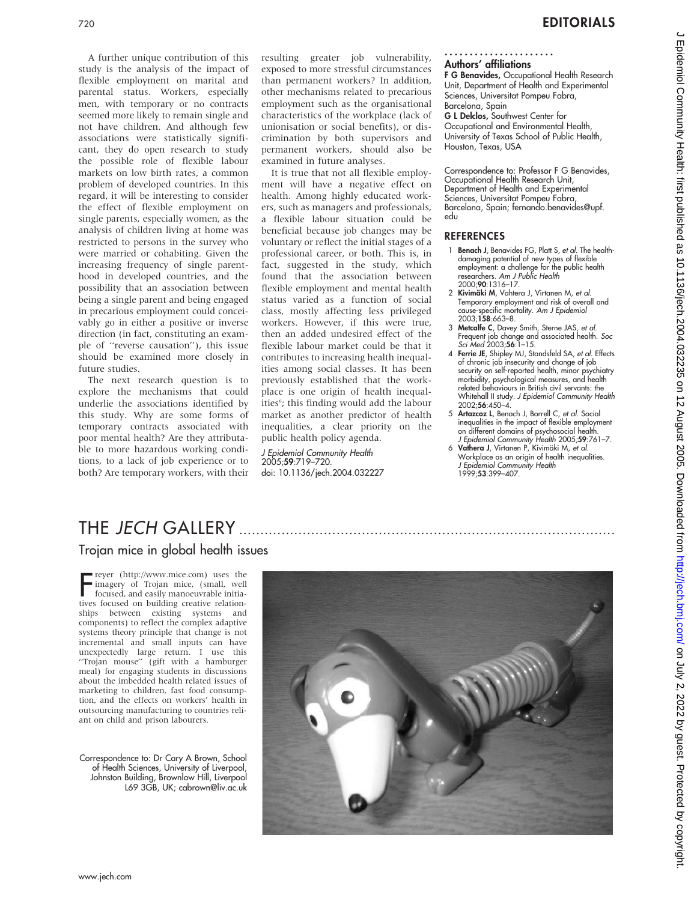A further unique contribution of this study is the analysis of the impact of flexible employment on marital and parental status. Workers, especially men, with temporary or no contracts seemed more likely to remain single and not have children. And although few associations were statistically significant, they do open research to study the possible role of flexible labour markets on low birth rates, a common problem of developed countries. In this regard, it will be interesting to consider the effect of flexible employment on single parents, especially women, as the analysis of children living at home was restricted to persons in the survey who were married or cohabiting. Given the increasing frequency of single parenthood in developed countries, and the possibility that an association between being a single parent and being engaged in precarious employment could conceivably go in either a positive or inverse direction (in fact, constituting an example of "reverse causation"), this issue should be examined more closely in future studies.

The next research question is to explore the mechanisms that could underlie the associations identified by this study. Why are some forms of temporary contracts associated with poor mental health? Are they attributable to more hazardous working conditions, to a lack of job experience or to both? Are temporary workers, with their resulting greater job vulnerability, exposed to more stressful circumstances than permanent workers? In addition, other mechanisms related to precarious employment such as the organisational characteristics of the workplace (lack of unionisation or social benefits), or discrimination by both supervisors and permanent workers, should also be examined in future analyses.

It is true that not all flexible employment will have a negative effect on health. Among highly educated workers, such as managers and professionals, a flexible labour situation could be beneficial because job changes may be voluntary or reflect the initial stages of a professional career, or both. This is, in fact, suggested in the study, which found that the association between flexible employment and mental health status varied as a function of social class, mostly affecting less privileged workers. However, if this were true, then an added undesired effect of the flexible labour market could be that it contributes to increasing health inequalities among social classes. It has been previously established that the workplace is one origin of health inequalities[6]; this finding would add the labour market as another predictor of health inequalities, a clear priority on the public health policy agenda.

*J Epidemiol Community Health* 2005;**59**:719–720.
doi: 10.1136/jech.2004.032227

### Authors' affiliations

**F G Benavides,** Occupational Health Research Unit, Department of Health and Experimental Sciences, Universitat Pompeu Fabra, Barcelona, Spain

**G L Delclos,** Southwest Center for Occupational and Environmental Health, University of Texas School of Public Health, Houston, Texas, USA

Correspondence to: Professor F G Benavides, Occupational Health Research Unit, Department of Health and Experimental Sciences, Universitat Pompeu Fabra, Barcelona, Spain; fernando.benavides@upf.edu

### REFERENCES

1. **Benach J**, Benavides FG, Platt S, *et al*. The health-damaging potential of new types of flexible employment: a challenge for the public health researchers. *Am J Public Health* 2000;**90**:1316–17.
2. **Kivimäki M**, Vahtera J, Virtanen M, *et al*. Temporary employment and risk of overall and cause-specific mortality. *Am J Epidemiol* 2003;**158**:663–8.
3. **Metcalfe C**, Davey Smith, Sterne JAS, *et al*. Frequent job change and associated health. *Soc Sci Med* 2003;**56**:1–15.
4. **Ferrie JE**, Shipley MJ, Standsfeld SA, *et al*. Effects of chronic job insecurity and change of job security on self-reported health, minor psychiatry morbidity, psychological measures, and health related behaviours in British civil servants: the Whitehall II study. *J Epidemiol Community Health* 2002;**56**:450–4.
5. **Artazcoz L**, Benach J, Borrell C, *et al*. Social inequalities in the impact of flexible employment on different domains of psychosocial health. *J Epidemiol Community Health* 2005;**59**:761–7.
6. **Vathera J**, Virtanen P, Kivimäki M, *et al*. Workplace as an origin of health inequalities. *J Epidemiol Community Health* 1999;**53**:399–407.

# THE *JECH* GALLERY

## Trojan mice in global health issues

Freyer (http://www.mice.com) uses the imagery of Trojan mice, (small, well focused, and easily manoeuvrable initiatives focused on building creative relationships between existing systems and components) to reflect the complex adaptive systems theory principle that change is not incremental and small inputs can have unexpectedly large return. I use this "Trojan mouse" (gift with a hamburger meal) for engaging students in discussions about the imbedded health related issues of marketing to children, fast food consumption, and the effects on workers' health in outsourcing manufacturing to countries reliant on child and prison labourers.

Correspondence to: Dr Cary A Brown, School of Health Sciences, University of Liverpool, Johnston Building, Brownlow Hill, Liverpool L69 3GB, UK; cabrown@liv.ac.uk